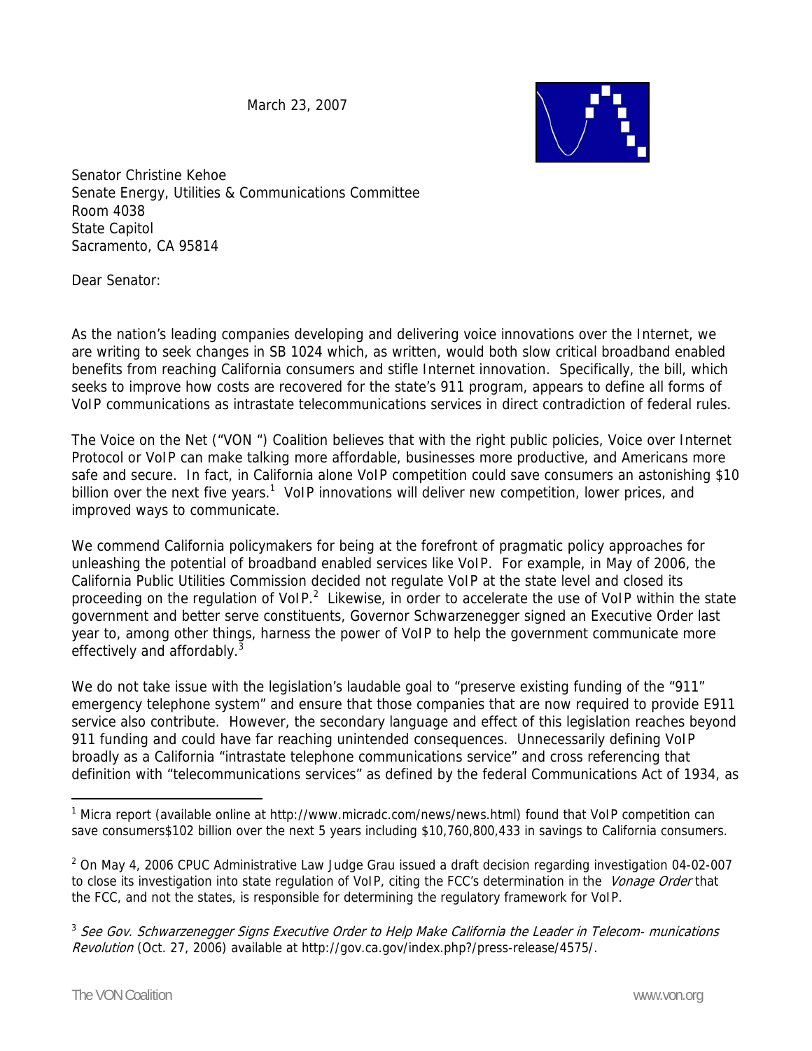March 23, 2007

Senator Christine Kehoe
Senate Energy, Utilities & Communications Committee
Room 4038
State Capitol
Sacramento, CA 95814

Dear Senator:

As the nation's leading companies developing and delivering voice innovations over the Internet, we are writing to seek changes in SB 1024 which, as written, would both slow critical broadband enabled benefits from reaching California consumers and stifle Internet innovation. Specifically, the bill, which seeks to improve how costs are recovered for the state's 911 program, appears to define all forms of VoIP communications as intrastate telecommunications services in direct contradiction of federal rules.

The Voice on the Net ("VON ") Coalition believes that with the right public policies, Voice over Internet Protocol or VoIP can make talking more affordable, businesses more productive, and Americans more safe and secure. In fact, in California alone VoIP competition could save consumers an astonishing $10 billion over the next five years.[1] VoIP innovations will deliver new competition, lower prices, and improved ways to communicate.

We commend California policymakers for being at the forefront of pragmatic policy approaches for unleashing the potential of broadband enabled services like VoIP. For example, in May of 2006, the California Public Utilities Commission decided not regulate VoIP at the state level and closed its proceeding on the regulation of VoIP.[2] Likewise, in order to accelerate the use of VoIP within the state government and better serve constituents, Governor Schwarzenegger signed an Executive Order last year to, among other things, harness the power of VoIP to help the government communicate more effectively and affordably.[3]

We do not take issue with the legislation's laudable goal to "preserve existing funding of the "911" emergency telephone system" and ensure that those companies that are now required to provide E911 service also contribute. However, the secondary language and effect of this legislation reaches beyond 911 funding and could have far reaching unintended consequences. Unnecessarily defining VoIP broadly as a California "intrastate telephone communications service" and cross referencing that definition with "telecommunications services" as defined by the federal Communications Act of 1934, as

---

[1] Micra report (available online at http://www.micradc.com/news/news.html) found that VoIP competition can save consumers$102 billion over the next 5 years including $10,760,800,433 in savings to California consumers.

[2] On May 4, 2006 CPUC Administrative Law Judge Grau issued a draft decision regarding investigation 04-02-007 to close its investigation into state regulation of VoIP, citing the FCC's determination in the *Vonage Order* that the FCC, and not the states, is responsible for determining the regulatory framework for VoIP.

[3] *See Gov. Schwarzenegger Signs Executive Order to Help Make California the Leader in Telecom- munications Revolution* (Oct. 27, 2006) available at http://gov.ca.gov/index.php?/press-release/4575/.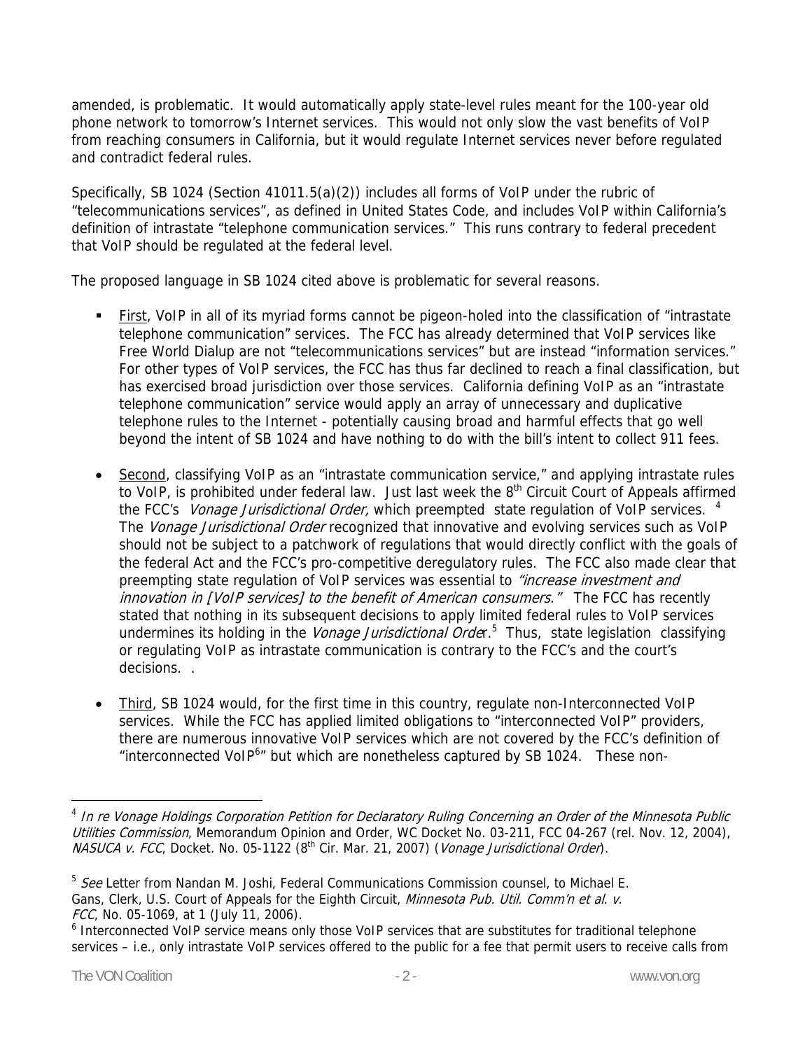amended, is problematic. It would automatically apply state-level rules meant for the 100-year old phone network to tomorrow's Internet services. This would not only slow the vast benefits of VoIP from reaching consumers in California, but it would regulate Internet services never before regulated and contradict federal rules.

Specifically, SB 1024 (Section 41011.5(a)(2)) includes all forms of VoIP under the rubric of "telecommunications services", as defined in United States Code, and includes VoIP within California's definition of intrastate "telephone communication services." This runs contrary to federal precedent that VoIP should be regulated at the federal level.

The proposed language in SB 1024 cited above is problematic for several reasons.

- First, VoIP in all of its myriad forms cannot be pigeon-holed into the classification of "intrastate telephone communication" services. The FCC has already determined that VoIP services like Free World Dialup are not "telecommunications services" but are instead "information services." For other types of VoIP services, the FCC has thus far declined to reach a final classification, but has exercised broad jurisdiction over those services. California defining VoIP as an "intrastate telephone communication" service would apply an array of unnecessary and duplicative telephone rules to the Internet - potentially causing broad and harmful effects that go well beyond the intent of SB 1024 and have nothing to do with the bill's intent to collect 911 fees.

- Second, classifying VoIP as an "intrastate communication service," and applying intrastate rules to VoIP, is prohibited under federal law. Just last week the 8th Circuit Court of Appeals affirmed the FCC's *Vonage Jurisdictional Order,* which preempted state regulation of VoIP services. [4] The *Vonage Jurisdictional Order* recognized that innovative and evolving services such as VoIP should not be subject to a patchwork of regulations that would directly conflict with the goals of the federal Act and the FCC's pro-competitive deregulatory rules. The FCC also made clear that preempting state regulation of VoIP services was essential to *"increase investment and innovation in [VoIP services] to the benefit of American consumers."* The FCC has recently stated that nothing in its subsequent decisions to apply limited federal rules to VoIP services undermines its holding in the *Vonage Jurisdictional Order*.[5] Thus, state legislation classifying or regulating VoIP as intrastate communication is contrary to the FCC's and the court's decisions. .

- Third, SB 1024 would, for the first time in this country, regulate non-Interconnected VoIP services. While the FCC has applied limited obligations to "interconnected VoIP" providers, there are numerous innovative VoIP services which are not covered by the FCC's definition of "interconnected VoIP[6]" but which are nonetheless captured by SB 1024. These non-

---

[4] *In re Vonage Holdings Corporation Petition for Declaratory Ruling Concerning an Order of the Minnesota Public Utilities Commission*, Memorandum Opinion and Order, WC Docket No. 03-211, FCC 04-267 (rel. Nov. 12, 2004), *NASUCA v. FCC*, Docket. No. 05-1122 (8th Cir. Mar. 21, 2007) (*Vonage Jurisdictional Order*).

[5] *See* Letter from Nandan M. Joshi, Federal Communications Commission counsel, to Michael E. Gans, Clerk, U.S. Court of Appeals for the Eighth Circuit, *Minnesota Pub. Util. Comm'n et al. v. FCC*, No. 05-1069, at 1 (July 11, 2006).

[6] Interconnected VoIP service means only those VoIP services that are substitutes for traditional telephone services – i.e., only intrastate VoIP services offered to the public for a fee that permit users to receive calls from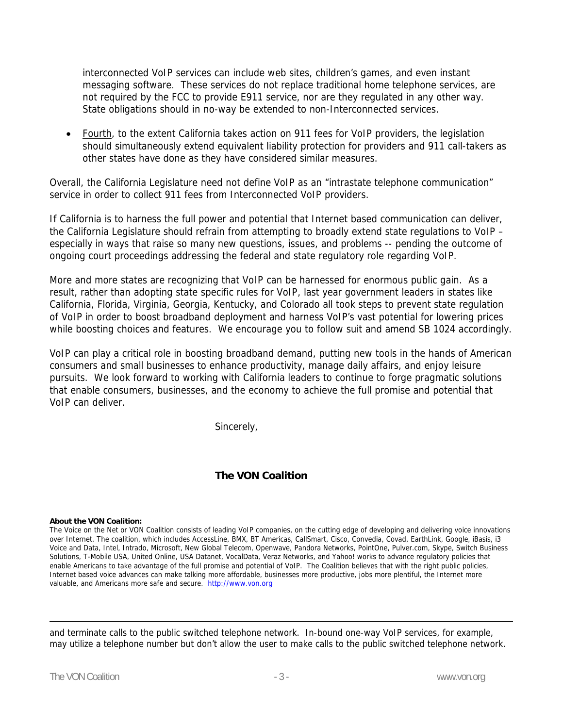interconnected VoIP services can include web sites, children's games, and even instant messaging software. These services do not replace traditional home telephone services, are not required by the FCC to provide E911 service, nor are they regulated in any other way. State obligations should in no-way be extended to non-Interconnected services.

- Fourth, to the extent California takes action on 911 fees for VoIP providers, the legislation should simultaneously extend equivalent liability protection for providers and 911 call-takers as other states have done as they have considered similar measures.

Overall, the California Legislature need not define VoIP as an "intrastate telephone communication" service in order to collect 911 fees from Interconnected VoIP providers.

If California is to harness the full power and potential that Internet based communication can deliver, the California Legislature should refrain from attempting to broadly extend state regulations to VoIP – especially in ways that raise so many new questions, issues, and problems -- pending the outcome of ongoing court proceedings addressing the federal and state regulatory role regarding VoIP.

More and more states are recognizing that VoIP can be harnessed for enormous public gain. As a result, rather than adopting state specific rules for VoIP, last year government leaders in states like California, Florida, Virginia, Georgia, Kentucky, and Colorado all took steps to prevent state regulation of VoIP in order to boost broadband deployment and harness VoIP's vast potential for lowering prices while boosting choices and features. We encourage you to follow suit and amend SB 1024 accordingly.

VoIP can play a critical role in boosting broadband demand, putting new tools in the hands of American consumers and small businesses to enhance productivity, manage daily affairs, and enjoy leisure pursuits. We look forward to working with California leaders to continue to forge pragmatic solutions that enable consumers, businesses, and the economy to achieve the full promise and potential that VoIP can deliver.

Sincerely,

**The VON Coalition**

**About the VON Coalition:**
The Voice on the Net or VON Coalition consists of leading VoIP companies, on the cutting edge of developing and delivering voice innovations over Internet. The coalition, which includes AccessLine, BMX, BT Americas, CallSmart, Cisco, Convedia, Covad, EarthLink, Google, iBasis, i3 Voice and Data, Intel, Intrado, Microsoft, New Global Telecom, Openwave, Pandora Networks, PointOne, Pulver.com, Skype, Switch Business Solutions, T-Mobile USA, United Online, USA Datanet, VocalData, Veraz Networks, and Yahoo! works to advance regulatory policies that enable Americans to take advantage of the full promise and potential of VoIP. The Coalition believes that with the right public policies, Internet based voice advances can make talking more affordable, businesses more productive, jobs more plentiful, the Internet more valuable, and Americans more safe and secure. http://www.von.org

---

and terminate calls to the public switched telephone network. In-bound one-way VoIP services, for example, may utilize a telephone number but don't allow the user to make calls to the public switched telephone network.